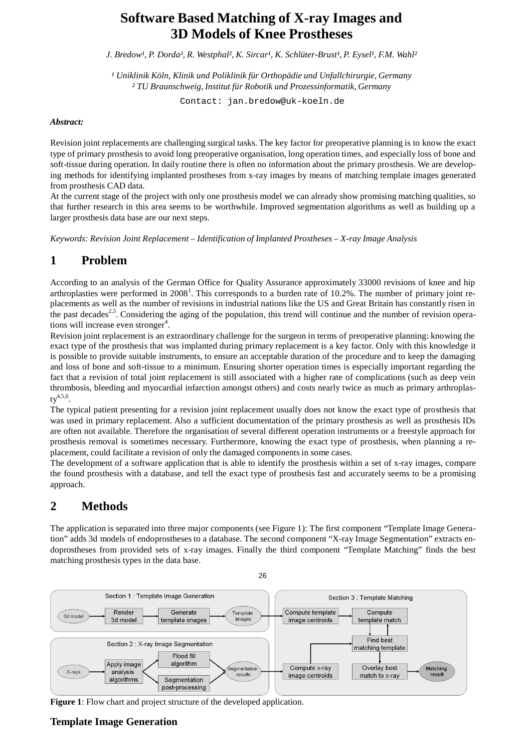# Software Based Matching of X-ray Images and 3D Models of Knee Prostheses

*J. Bredow[1], P. Dorda[2], R. Westphal[2], K. Sircar[1], K. Schlüter-Brust[1], P. Eysel[1], F.M. Wahl[2]*

*[1] Uniklinik Köln, Klinik und Poliklinik für Orthopädie und Unfallchirurgie, Germany*
*[2] TU Braunschweig, Institut für Robotik und Prozessinformatik, Germany*

Contact: jan.bredow@uk-koeln.de

***Abstract:***

Revision joint replacements are challenging surgical tasks. The key factor for preoperative planning is to know the exact type of primary prosthesis to avoid long preoperative organisation, long operation times, and especially loss of bone and soft-tissue during operation. In daily routine there is often no information about the primary prosthesis. We are developing methods for identifying implanted prostheses from x-ray images by means of matching template images generated from prosthesis CAD data.

At the current stage of the project with only one prosthesis model we can already show promising matching qualities, so that further research in this area seems to be worthwhile. Improved segmentation algorithms as well as building up a larger prosthesis data base are our next steps.

*Keywords: Revision Joint Replacement – Identification of Implanted Prostheses – X-ray Image Analysis*

## 1 Problem

According to an analysis of the German Office for Quality Assurance approximately 33000 revisions of knee and hip arthroplasties were performed in 2008[1]. This corresponds to a burden rate of 10.2%. The number of primary joint replacements as well as the number of revisions in industrial nations like the US and Great Britain has constantly risen in the past decades[2,3]. Considering the aging of the population, this trend will continue and the number of revision operations will increase even stronger[4].

Revision joint replacement is an extraordinary challenge for the surgeon in terms of preoperative planning: knowing the exact type of the prosthesis that was implanted during primary replacement is a key factor. Only with this knowledge it is possible to provide suitable instruments, to ensure an acceptable duration of the procedure and to keep the damaging and loss of bone and soft-tissue to a minimum. Ensuring shorter operation times is especially important regarding the fact that a revision of total joint replacement is still associated with a higher rate of complications (such as deep vein thrombosis, bleeding and myocardial infarction amongst others) and costs nearly twice as much as primary arthroplasty[4,5,6].

The typical patient presenting for a revision joint replacement usually does not know the exact type of prosthesis that was used in primary replacement. Also a sufficient documentation of the primary prosthesis as well as prosthesis IDs are often not available. Therefore the organisation of several different operation instruments or a freestyle approach for prosthesis removal is sometimes necessary. Furthermore, knowing the exact type of prosthesis, when planning a replacement, could facilitate a revision of only the damaged components in some cases.

The development of a software application that is able to identify the prosthesis within a set of x-ray images, compare the found prosthesis with a database, and tell the exact type of prosthesis fast and accurately seems to be a promising approach.

## 2 Methods

The application is separated into three major components (see Figure 1): The first component "Template Image Generation" adds 3d models of endoprostheses to a database. The second component "X-ray Image Segmentation" extracts endoprostheses from provided sets of x-ray images. Finally the third component "Template Matching" finds the best matching prosthesis types in the data base.

**Figure 1**: Flow chart and project structure of the developed application.

### Template Image Generation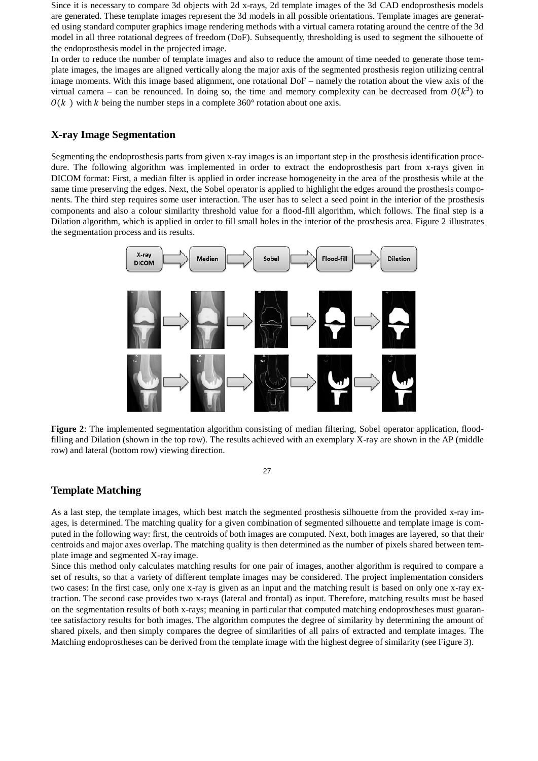Since it is necessary to compare 3d objects with 2d x-rays, 2d template images of the 3d CAD endoprosthesis models are generated. These template images represent the 3d models in all possible orientations. Template images are generated using standard computer graphics image rendering methods with a virtual camera rotating around the centre of the 3d model in all three rotational degrees of freedom (DoF). Subsequently, thresholding is used to segment the silhouette of the endoprosthesis model in the projected image.

In order to reduce the number of template images and also to reduce the amount of time needed to generate those template images, the images are aligned vertically along the major axis of the segmented prosthesis region utilizing central image moments. With this image based alignment, one rotational DoF – namely the rotation about the view axis of the virtual camera – can be renounced. In doing so, the time and memory complexity can be decreased from $O(k^3)$ to $O(k\ )$ with $k$ being the number steps in a complete 360° rotation about one axis.

## X-ray Image Segmentation

Segmenting the endoprosthesis parts from given x-ray images is an important step in the prosthesis identification procedure. The following algorithm was implemented in order to extract the endoprosthesis part from x-rays given in DICOM format: First, a median filter is applied in order increase homogeneity in the area of the prosthesis while at the same time preserving the edges. Next, the Sobel operator is applied to highlight the edges around the prosthesis components. The third step requires some user interaction. The user has to select a seed point in the interior of the prosthesis components and also a colour similarity threshold value for a flood-fill algorithm, which follows. The final step is a Dilation algorithm, which is applied in order to fill small holes in the interior of the prosthesis area. Figure 2 illustrates the segmentation process and its results.

**Figure 2**: The implemented segmentation algorithm consisting of median filtering, Sobel operator application, flood-filling and Dilation (shown in the top row). The results achieved with an exemplary X-ray are shown in the AP (middle row) and lateral (bottom row) viewing direction.

## Template Matching

As a last step, the template images, which best match the segmented prosthesis silhouette from the provided x-ray images, is determined. The matching quality for a given combination of segmented silhouette and template image is computed in the following way: first, the centroids of both images are computed. Next, both images are layered, so that their centroids and major axes overlap. The matching quality is then determined as the number of pixels shared between template image and segmented X-ray image.

Since this method only calculates matching results for one pair of images, another algorithm is required to compare a set of results, so that a variety of different template images may be considered. The project implementation considers two cases: In the first case, only one x-ray is given as an input and the matching result is based on only one x-ray extraction. The second case provides two x-rays (lateral and frontal) as input. Therefore, matching results must be based on the segmentation results of both x-rays; meaning in particular that computed matching endoprostheses must guarantee satisfactory results for both images. The algorithm computes the degree of similarity by determining the amount of shared pixels, and then simply compares the degree of similarities of all pairs of extracted and template images. The Matching endoprostheses can be derived from the template image with the highest degree of similarity (see Figure 3).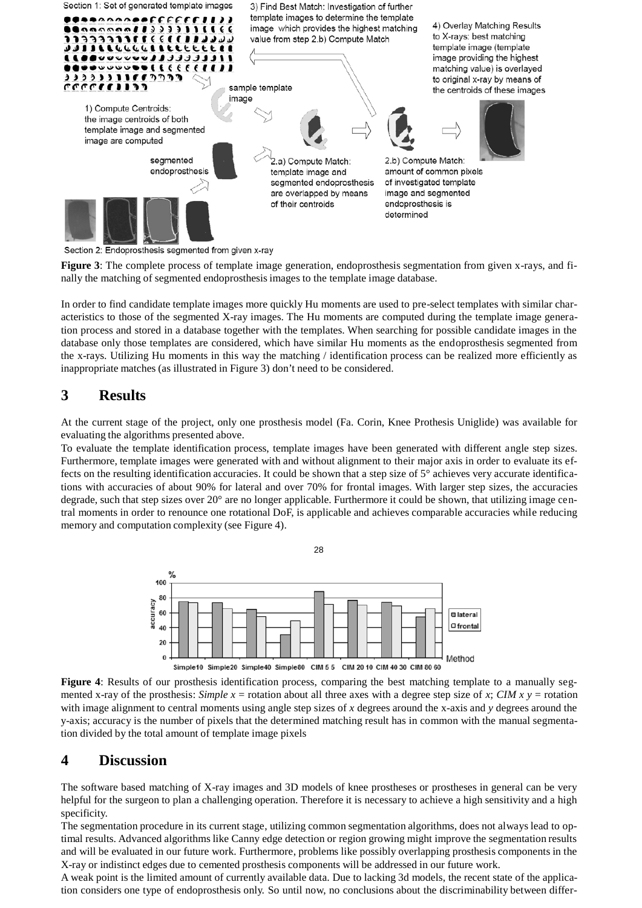**Figure 3**: The complete process of template image generation, endoprosthesis segmentation from given x-rays, and finally the matching of segmented endoprosthesis images to the template image database.

In order to find candidate template images more quickly Hu moments are used to pre-select templates with similar characteristics to those of the segmented X-ray images. The Hu moments are computed during the template image generation process and stored in a database together with the templates. When searching for possible candidate images in the database only those templates are considered, which have similar Hu moments as the endoprosthesis segmented from the x-rays. Utilizing Hu moments in this way the matching / identification process can be realized more efficiently as inappropriate matches (as illustrated in Figure 3) don't need to be considered.

## 3 Results

At the current stage of the project, only one prosthesis model (Fa. Corin, Knee Prothesis Uniglide) was available for evaluating the algorithms presented above.

To evaluate the template identification process, template images have been generated with different angle step sizes. Furthermore, template images were generated with and without alignment to their major axis in order to evaluate its effects on the resulting identification accuracies. It could be shown that a step size of 5° achieves very accurate identifications with accuracies of about 90% for lateral and over 70% for frontal images. With larger step sizes, the accuracies degrade, such that step sizes over 20° are no longer applicable. Furthermore it could be shown, that utilizing image central moments in order to renounce one rotational DoF, is applicable and achieves comparable accuracies while reducing memory and computation complexity (see Figure 4).

**Figure 4**: Results of our prosthesis identification process, comparing the best matching template to a manually segmented x-ray of the prosthesis: *Simple x* = rotation about all three axes with a degree step size of *x*; *CIM x y* = rotation with image alignment to central moments using angle step sizes of *x* degrees around the x-axis and *y* degrees around the y-axis; accuracy is the number of pixels that the determined matching result has in common with the manual segmentation divided by the total amount of template image pixels

## 4 Discussion

The software based matching of X-ray images and 3D models of knee prostheses or prostheses in general can be very helpful for the surgeon to plan a challenging operation. Therefore it is necessary to achieve a high sensitivity and a high specificity.

The segmentation procedure in its current stage, utilizing common segmentation algorithms, does not always lead to optimal results. Advanced algorithms like Canny edge detection or region growing might improve the segmentation results and will be evaluated in our future work. Furthermore, problems like possibly overlapping prosthesis components in the X-ray or indistinct edges due to cemented prosthesis components will be addressed in our future work.

A weak point is the limited amount of currently available data. Due to lacking 3d models, the recent state of the application considers one type of endoprosthesis only. So until now, no conclusions about the discriminability between differ-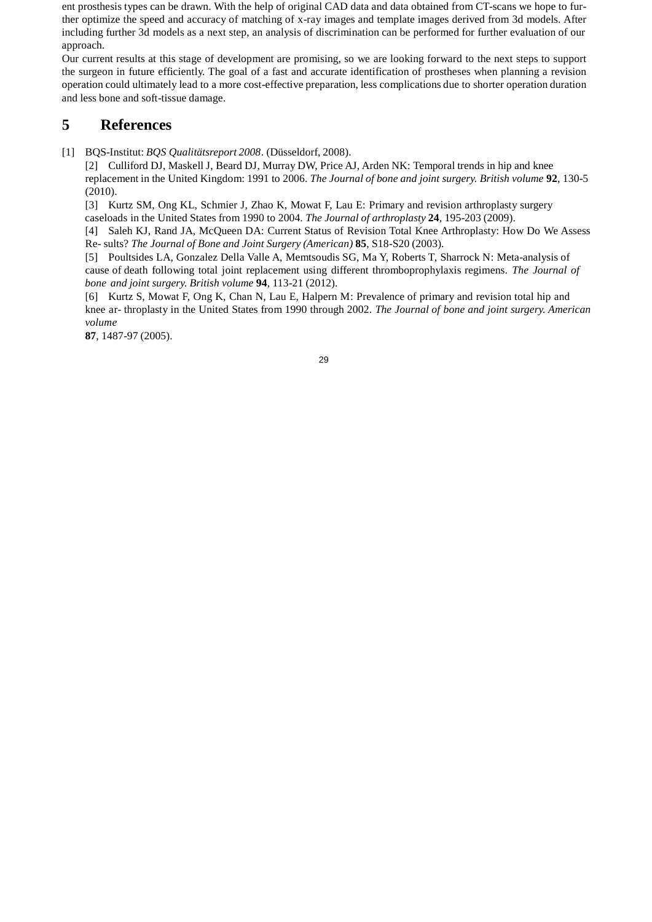ent prosthesis types can be drawn. With the help of original CAD data and data obtained from CT-scans we hope to further optimize the speed and accuracy of matching of x-ray images and template images derived from 3d models. After including further 3d models as a next step, an analysis of discrimination can be performed for further evaluation of our approach.

Our current results at this stage of development are promising, so we are looking forward to the next steps to support the surgeon in future efficiently. The goal of a fast and accurate identification of prostheses when planning a revision operation could ultimately lead to a more cost-effective preparation, less complications due to shorter operation duration and less bone and soft-tissue damage.

## 5 References

[1] BQS-Institut: *BQS Qualitätsreport 2008*. (Düsseldorf, 2008).

[2] Culliford DJ, Maskell J, Beard DJ, Murray DW, Price AJ, Arden NK: Temporal trends in hip and knee replacement in the United Kingdom: 1991 to 2006. *The Journal of bone and joint surgery. British volume* **92**, 130-5 (2010).

[3] Kurtz SM, Ong KL, Schmier J, Zhao K, Mowat F, Lau E: Primary and revision arthroplasty surgery caseloads in the United States from 1990 to 2004. *The Journal of arthroplasty* **24**, 195-203 (2009).

[4] Saleh KJ, Rand JA, McQueen DA: Current Status of Revision Total Knee Arthroplasty: How Do We Assess Re- sults? *The Journal of Bone and Joint Surgery (American)* **85**, S18-S20 (2003).

[5] Poultsides LA, Gonzalez Della Valle A, Memtsoudis SG, Ma Y, Roberts T, Sharrock N: Meta-analysis of cause of death following total joint replacement using different thromboprophylaxis regimens. *The Journal of bone and joint surgery. British volume* **94**, 113-21 (2012).

[6] Kurtz S, Mowat F, Ong K, Chan N, Lau E, Halpern M: Prevalence of primary and revision total hip and knee ar- throplasty in the United States from 1990 through 2002. *The Journal of bone and joint surgery. American volume* **87**, 1487-97 (2005).